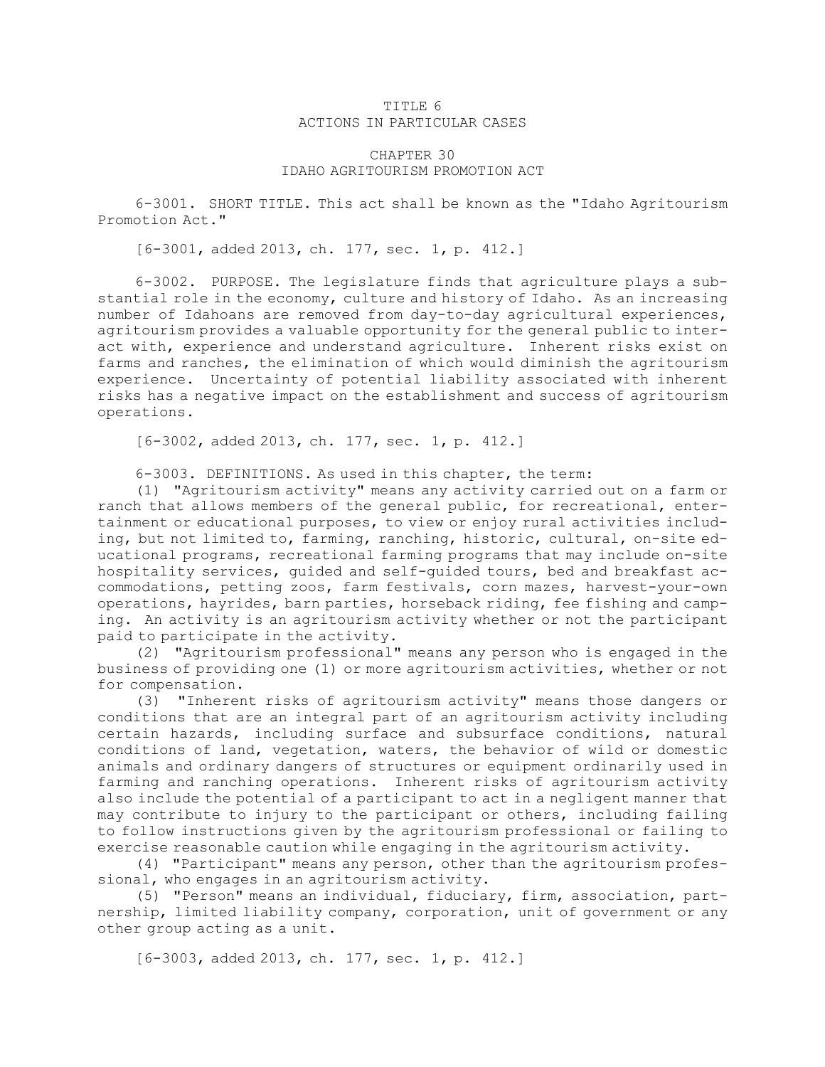# TITLE 6
# ACTIONS IN PARTICULAR CASES

## CHAPTER 30
## IDAHO AGRITOURISM PROMOTION ACT

6-3001. SHORT TITLE. This act shall be known as the "Idaho Agritourism Promotion Act."

[6-3001, added 2013, ch. 177, sec. 1, p. 412.]

6-3002. PURPOSE. The legislature finds that agriculture plays a substantial role in the economy, culture and history of Idaho. As an increasing number of Idahoans are removed from day-to-day agricultural experiences, agritourism provides a valuable opportunity for the general public to interact with, experience and understand agriculture. Inherent risks exist on farms and ranches, the elimination of which would diminish the agritourism experience. Uncertainty of potential liability associated with inherent risks has a negative impact on the establishment and success of agritourism operations.

[6-3002, added 2013, ch. 177, sec. 1, p. 412.]

6-3003. DEFINITIONS. As used in this chapter, the term:

(1) "Agritourism activity" means any activity carried out on a farm or ranch that allows members of the general public, for recreational, entertainment or educational purposes, to view or enjoy rural activities including, but not limited to, farming, ranching, historic, cultural, on-site educational programs, recreational farming programs that may include on-site hospitality services, guided and self-guided tours, bed and breakfast accommodations, petting zoos, farm festivals, corn mazes, harvest-your-own operations, hayrides, barn parties, horseback riding, fee fishing and camping. An activity is an agritourism activity whether or not the participant paid to participate in the activity.

(2) "Agritourism professional" means any person who is engaged in the business of providing one (1) or more agritourism activities, whether or not for compensation.

(3) "Inherent risks of agritourism activity" means those dangers or conditions that are an integral part of an agritourism activity including certain hazards, including surface and subsurface conditions, natural conditions of land, vegetation, waters, the behavior of wild or domestic animals and ordinary dangers of structures or equipment ordinarily used in farming and ranching operations. Inherent risks of agritourism activity also include the potential of a participant to act in a negligent manner that may contribute to injury to the participant or others, including failing to follow instructions given by the agritourism professional or failing to exercise reasonable caution while engaging in the agritourism activity.

(4) "Participant" means any person, other than the agritourism professional, who engages in an agritourism activity.

(5) "Person" means an individual, fiduciary, firm, association, partnership, limited liability company, corporation, unit of government or any other group acting as a unit.

[6-3003, added 2013, ch. 177, sec. 1, p. 412.]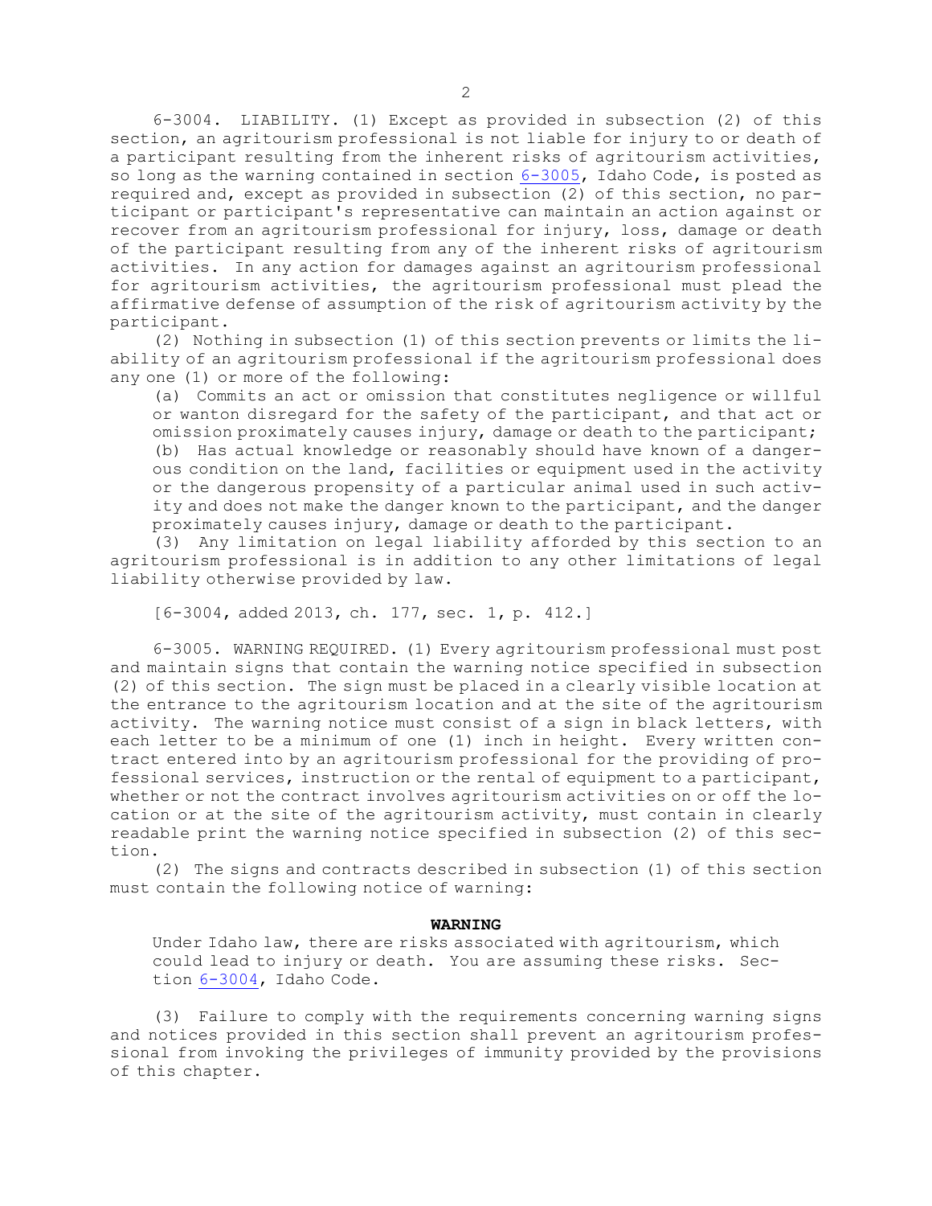6-3004. LIABILITY. (1) Except as provided in subsection (2) of this section, an agritourism professional is not liable for injury to or death of a participant resulting from the inherent risks of agritourism activities, so long as the warning contained in section 6-3005, Idaho Code, is posted as required and, except as provided in subsection (2) of this section, no participant or participant's representative can maintain an action against or recover from an agritourism professional for injury, loss, damage or death of the participant resulting from any of the inherent risks of agritourism activities. In any action for damages against an agritourism professional for agritourism activities, the agritourism professional must plead the affirmative defense of assumption of the risk of agritourism activity by the participant.

(2) Nothing in subsection (1) of this section prevents or limits the liability of an agritourism professional if the agritourism professional does any one (1) or more of the following:

(a) Commits an act or omission that constitutes negligence or willful or wanton disregard for the safety of the participant, and that act or omission proximately causes injury, damage or death to the participant;

(b) Has actual knowledge or reasonably should have known of a dangerous condition on the land, facilities or equipment used in the activity or the dangerous propensity of a particular animal used in such activity and does not make the danger known to the participant, and the danger proximately causes injury, damage or death to the participant.

(3) Any limitation on legal liability afforded by this section to an agritourism professional is in addition to any other limitations of legal liability otherwise provided by law.

[6-3004, added 2013, ch. 177, sec. 1, p. 412.]

6-3005. WARNING REQUIRED. (1) Every agritourism professional must post and maintain signs that contain the warning notice specified in subsection (2) of this section. The sign must be placed in a clearly visible location at the entrance to the agritourism location and at the site of the agritourism activity. The warning notice must consist of a sign in black letters, with each letter to be a minimum of one (1) inch in height. Every written contract entered into by an agritourism professional for the providing of professional services, instruction or the rental of equipment to a participant, whether or not the contract involves agritourism activities on or off the location or at the site of the agritourism activity, must contain in clearly readable print the warning notice specified in subsection (2) of this section.

(2) The signs and contracts described in subsection (1) of this section must contain the following notice of warning:

**WARNING**

Under Idaho law, there are risks associated with agritourism, which could lead to injury or death. You are assuming these risks. Section 6-3004, Idaho Code.

(3) Failure to comply with the requirements concerning warning signs and notices provided in this section shall prevent an agritourism professional from invoking the privileges of immunity provided by the provisions of this chapter.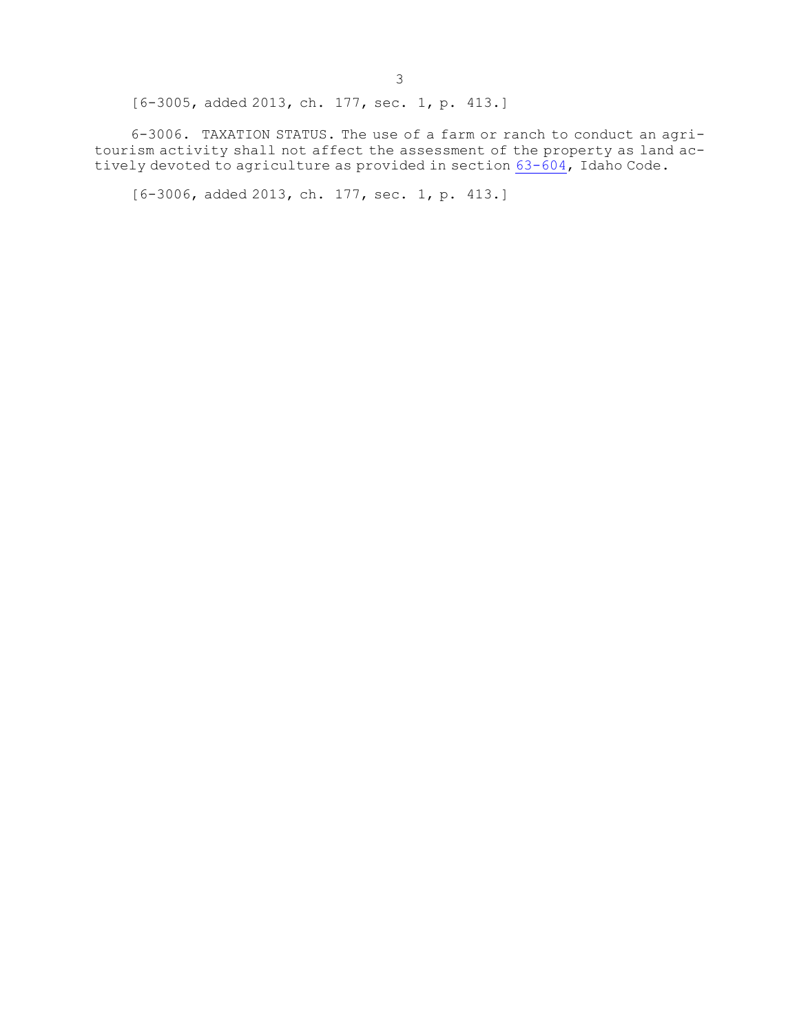[6-3005, added 2013, ch. 177, sec. 1, p. 413.]

6-3006. TAXATION STATUS. The use of a farm or ranch to conduct an agritourism activity shall not affect the assessment of the property as land actively devoted to agriculture as provided in section 63-604, Idaho Code.

[6-3006, added 2013, ch. 177, sec. 1, p. 413.]